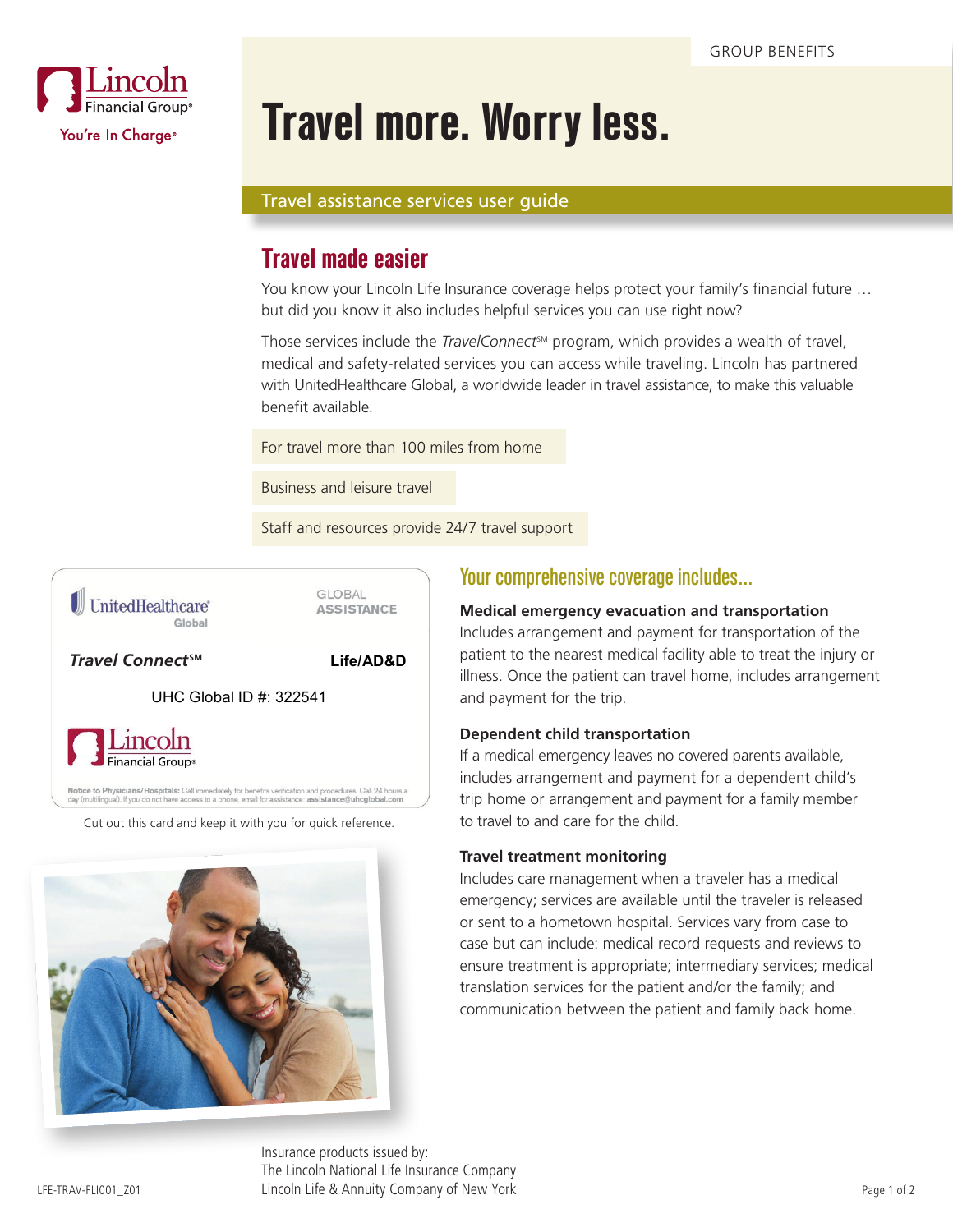GROUP BENEFITS

# Travel more. Worry less.

Travel assistance services user guide

## Travel made easier

You know your Lincoln Life Insurance coverage helps protect your family's financial future … but did you know it also includes helpful services you can use right now?

Those services include the *TravelConnect*℠ program, which provides a wealth of travel, medical and safety-related services you can access while traveling. Lincoln has partnered with UnitedHealthcare Global, a worldwide leader in travel assistance, to make this valuable benefit available.

- For travel more than 100 miles from home
- Business and leisure travel
- Staff and resources provide 24/7 travel support

UnitedHealthcare Global — GLOBAL ASSISTANCE

***Travel Connect*℠** — **Life/AD&D**

UHC Global ID #: 322541

Lincoln Financial Group

**Notice to Physicians/Hospitals:** Call immediately for benefits verification and procedures. Call 24 hours a day (multilingual). If you do not have access to a phone, email for assistance: **assistance@uhcglobal.com**

Cut out this card and keep it with you for quick reference.

## Your comprehensive coverage includes...

**Medical emergency evacuation and transportation**
Includes arrangement and payment for transportation of the patient to the nearest medical facility able to treat the injury or illness. Once the patient can travel home, includes arrangement and payment for the trip.

**Dependent child transportation**
If a medical emergency leaves no covered parents available, includes arrangement and payment for a dependent child's trip home or arrangement and payment for a family member to travel to and care for the child.

**Travel treatment monitoring**
Includes care management when a traveler has a medical emergency; services are available until the traveler is released or sent to a hometown hospital. Services vary from case to case but can include: medical record requests and reviews to ensure treatment is appropriate; intermediary services; medical translation services for the patient and/or the family; and communication between the patient and family back home.

Insurance products issued by:
The Lincoln National Life Insurance Company
Lincoln Life & Annuity Company of New York

LFE-TRAV-FLI001_Z01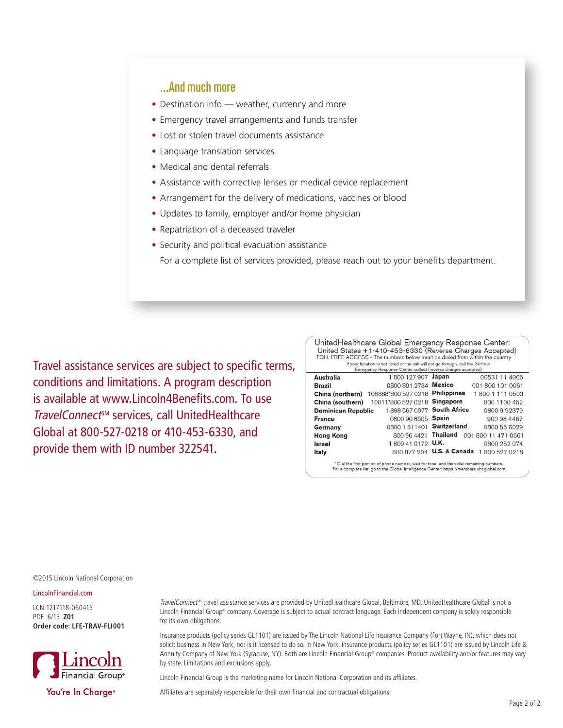## ...And much more

- Destination info — weather, currency and more
- Emergency travel arrangements and funds transfer
- Lost or stolen travel documents assistance
- Language translation services
- Medical and dental referrals
- Assistance with corrective lenses or medical device replacement
- Arrangement for the delivery of medications, vaccines or blood
- Updates to family, employer and/or home physician
- Repatriation of a deceased traveler
- Security and political evacuation assistance

For a complete list of services provided, please reach out to your benefits department.

Travel assistance services are subject to specific terms, conditions and limitations. A program description is available at www.Lincoln4Benefits.com. To use *TravelConnect*℠ services, call UnitedHealthcare Global at 800-527-0218 or 410-453-6330, and provide them with ID number 322541.

UnitedHealthcare Global Emergency Response Center:
United States +1-410-453-6330 (Reverse Charges Accepted)
TOLL FREE ACCESS - The numbers below must be dialed from within the country
If your location is not listed or the call will not go through, call the 24-hour Emergency Response Center collect (reverse charges accepted)

| | | | |
|---|---|---|---|
| **Australia** | 1 800 127 907 | **Japan** | 00531 11 4065 |
| **Brazil** | 0800 891 2734 | **Mexico** | 001 800 101 0061 |
| **China (northern)** | 108888*800 527 0218 | **Philippines** | 1 800 1 111 0503 |
| **China (southern)** | 10811*800 527 0218 | **Singapore** | 800 1100 452 |
| **Dominican Republic** | 1 888 567 0977 | **South Africa** | 0800 9 92379 |
| **France** | 0800 90 8505 | **Spain** | 900 98 4467 |
| **Germany** | 0800 1 811401 | **Switzerland** | 0800 55 6029 |
| **Hong Kong** | 800 96 4421 | **Thailand** | 001 800 11 471 0661 |
| **Israel** | 1 809 41 0172 | **U.K.** | 0800 252 074 |
| **Italy** | 800 877 204 | **U.S. & Canada** | 1 800 527 0218 |

* Dial the first portion of phone number, wait for tone, and then dial remaining numbers.
For a complete list, go to the Global Intelligence Center: https://members.uhcglobal.com

©2015 Lincoln National Corporation

LincolnFinancial.com

LCN-1217118-060415
PDF 6/15 **Z01**
**Order code: LFE-TRAV-FLI001**

Lincoln Financial Group®
You're In Charge®

*TravelConnect*℠ travel assistance services are provided by UnitedHealthcare Global, Baltimore, MD. UnitedHealthcare Global is not a Lincoln Financial Group® company. Coverage is subject to actual contract language. Each independent company is solely responsible for its own obligations.

Insurance products (policy series GL1101) are issued by The Lincoln National Life Insurance Company (Fort Wayne, IN), which does not solicit business in New York, nor is it licensed to do so. In New York, insurance products (policy series GL1101) are issued by Lincoln Life & Annuity Company of New York (Syracuse, NY). Both are Lincoln Financial Group® companies. Product availability and/or features may vary by state. Limitations and exclusions apply.

Lincoln Financial Group is the marketing name for Lincoln National Corporation and its affiliates.

Affiliates are separately responsible for their own financial and contractual obligations.